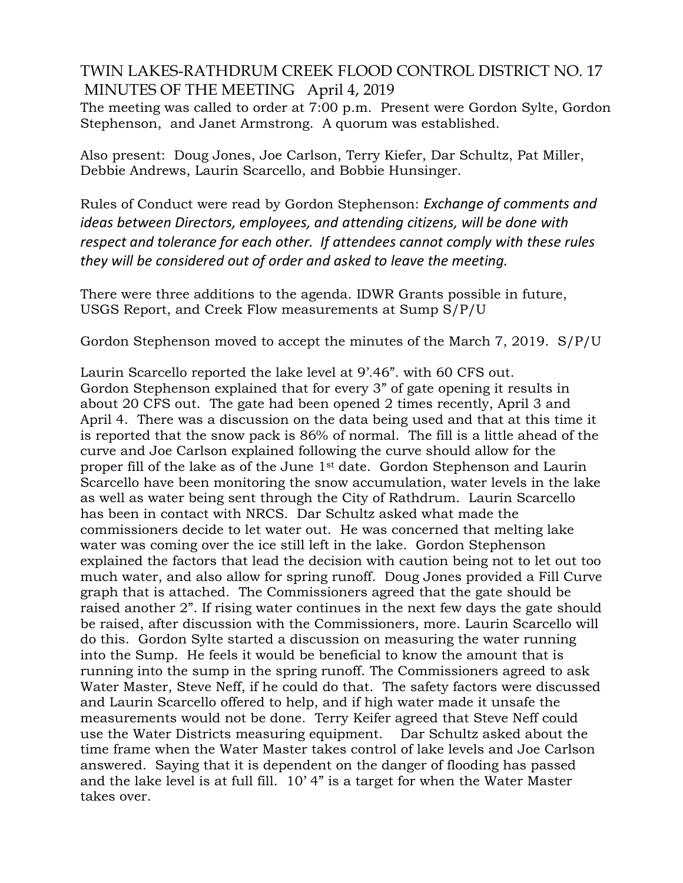# TWIN LAKES-RATHDRUM CREEK FLOOD CONTROL DISTRICT NO. 17 MINUTES OF THE MEETING April 4, 2019

The meeting was called to order at 7:00 p.m. Present were Gordon Sylte, Gordon Stephenson, and Janet Armstrong. A quorum was established.

Also present: Doug Jones, Joe Carlson, Terry Kiefer, Dar Schultz, Pat Miller, Debbie Andrews, Laurin Scarcello, and Bobbie Hunsinger.

Rules of Conduct were read by Gordon Stephenson: *Exchange of comments and ideas between Directors, employees, and attending citizens, will be done with respect and tolerance for each other. If attendees cannot comply with these rules they will be considered out of order and asked to leave the meeting.*

There were three additions to the agenda. IDWR Grants possible in future, USGS Report, and Creek Flow measurements at Sump S/P/U

Gordon Stephenson moved to accept the minutes of the March 7, 2019. S/P/U

Laurin Scarcello reported the lake level at 9'.46". with 60 CFS out. Gordon Stephenson explained that for every 3" of gate opening it results in about 20 CFS out. The gate had been opened 2 times recently, April 3 and April 4. There was a discussion on the data being used and that at this time it is reported that the snow pack is 86% of normal. The fill is a little ahead of the curve and Joe Carlson explained following the curve should allow for the proper fill of the lake as of the June 1st date. Gordon Stephenson and Laurin Scarcello have been monitoring the snow accumulation, water levels in the lake as well as water being sent through the City of Rathdrum. Laurin Scarcello has been in contact with NRCS. Dar Schultz asked what made the commissioners decide to let water out. He was concerned that melting lake water was coming over the ice still left in the lake. Gordon Stephenson explained the factors that lead the decision with caution being not to let out too much water, and also allow for spring runoff. Doug Jones provided a Fill Curve graph that is attached. The Commissioners agreed that the gate should be raised another 2". If rising water continues in the next few days the gate should be raised, after discussion with the Commissioners, more. Laurin Scarcello will do this. Gordon Sylte started a discussion on measuring the water running into the Sump. He feels it would be beneficial to know the amount that is running into the sump in the spring runoff. The Commissioners agreed to ask Water Master, Steve Neff, if he could do that. The safety factors were discussed and Laurin Scarcello offered to help, and if high water made it unsafe the measurements would not be done. Terry Keifer agreed that Steve Neff could use the Water Districts measuring equipment. Dar Schultz asked about the time frame when the Water Master takes control of lake levels and Joe Carlson answered. Saying that it is dependent on the danger of flooding has passed and the lake level is at full fill. 10' 4" is a target for when the Water Master takes over.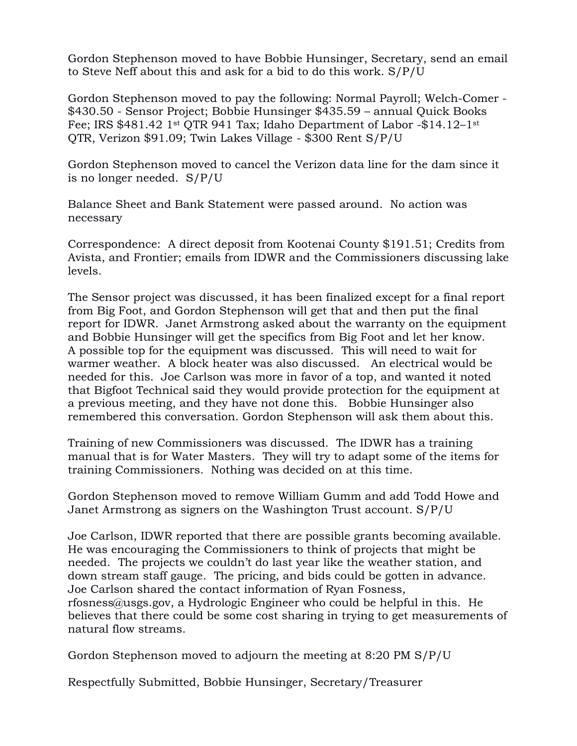Gordon Stephenson moved to have Bobbie Hunsinger, Secretary, send an email to Steve Neff about this and ask for a bid to do this work. S/P/U

Gordon Stephenson moved to pay the following: Normal Payroll; Welch-Comer - $430.50 - Sensor Project; Bobbie Hunsinger $435.59 – annual Quick Books Fee; IRS $481.42 1st QTR 941 Tax; Idaho Department of Labor -$14.12–1st QTR, Verizon $91.09; Twin Lakes Village - $300 Rent S/P/U

Gordon Stephenson moved to cancel the Verizon data line for the dam since it is no longer needed. S/P/U

Balance Sheet and Bank Statement were passed around. No action was necessary

Correspondence: A direct deposit from Kootenai County $191.51; Credits from Avista, and Frontier; emails from IDWR and the Commissioners discussing lake levels.

The Sensor project was discussed, it has been finalized except for a final report from Big Foot, and Gordon Stephenson will get that and then put the final report for IDWR. Janet Armstrong asked about the warranty on the equipment and Bobbie Hunsinger will get the specifics from Big Foot and let her know. A possible top for the equipment was discussed. This will need to wait for warmer weather. A block heater was also discussed. An electrical would be needed for this. Joe Carlson was more in favor of a top, and wanted it noted that Bigfoot Technical said they would provide protection for the equipment at a previous meeting, and they have not done this. Bobbie Hunsinger also remembered this conversation. Gordon Stephenson will ask them about this.

Training of new Commissioners was discussed. The IDWR has a training manual that is for Water Masters. They will try to adapt some of the items for training Commissioners. Nothing was decided on at this time.

Gordon Stephenson moved to remove William Gumm and add Todd Howe and Janet Armstrong as signers on the Washington Trust account. S/P/U

Joe Carlson, IDWR reported that there are possible grants becoming available. He was encouraging the Commissioners to think of projects that might be needed. The projects we couldn't do last year like the weather station, and down stream staff gauge. The pricing, and bids could be gotten in advance. Joe Carlson shared the contact information of Ryan Fosness, rfosness@usgs.gov, a Hydrologic Engineer who could be helpful in this. He believes that there could be some cost sharing in trying to get measurements of natural flow streams.

Gordon Stephenson moved to adjourn the meeting at 8:20 PM S/P/U

Respectfully Submitted, Bobbie Hunsinger, Secretary/Treasurer